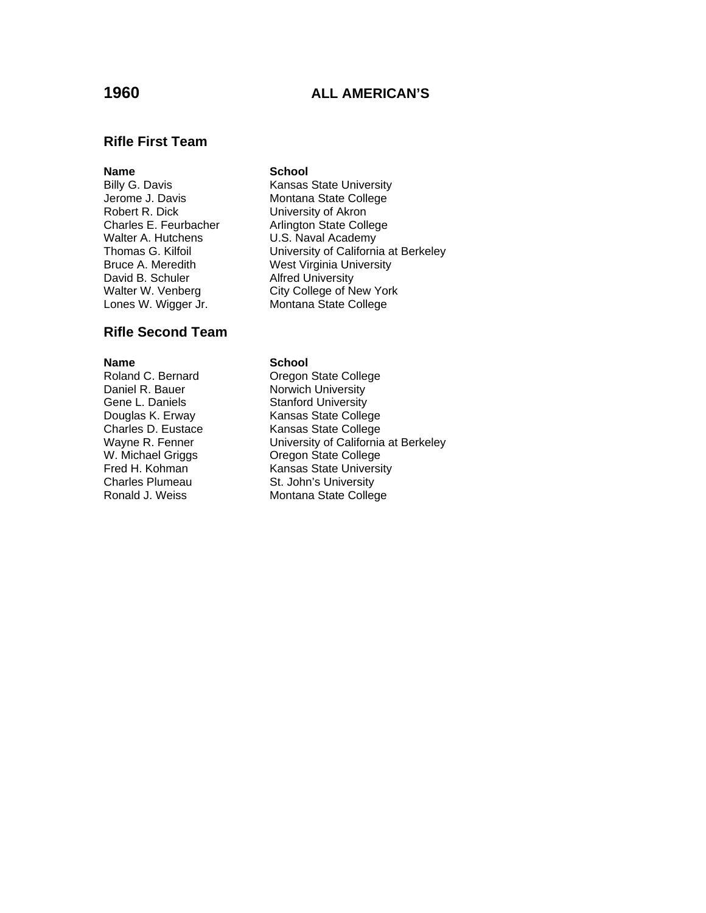# 1960 ALL AMERICAN'S

## Rifle First Team

| Name | School |
|---|---|
| Billy G. Davis | Kansas State University |
| Jerome J. Davis | Montana State College |
| Robert R. Dick | University of Akron |
| Charles E. Feurbacher | Arlington State College |
| Walter A. Hutchens | U.S. Naval Academy |
| Thomas G. Kilfoil | University of California at Berkeley |
| Bruce A. Meredith | West Virginia University |
| David B. Schuler | Alfred University |
| Walter W. Venberg | City College of New York |
| Lones W. Wigger Jr. | Montana State College |

## Rifle Second Team

| Name | School |
|---|---|
| Roland C. Bernard | Oregon State College |
| Daniel R. Bauer | Norwich University |
| Gene L. Daniels | Stanford University |
| Douglas K. Erway | Kansas State College |
| Charles D. Eustace | Kansas State College |
| Wayne R. Fenner | University of California at Berkeley |
| W. Michael Griggs | Oregon State College |
| Fred H. Kohman | Kansas State University |
| Charles Plumeau | St. John's University |
| Ronald J. Weiss | Montana State College |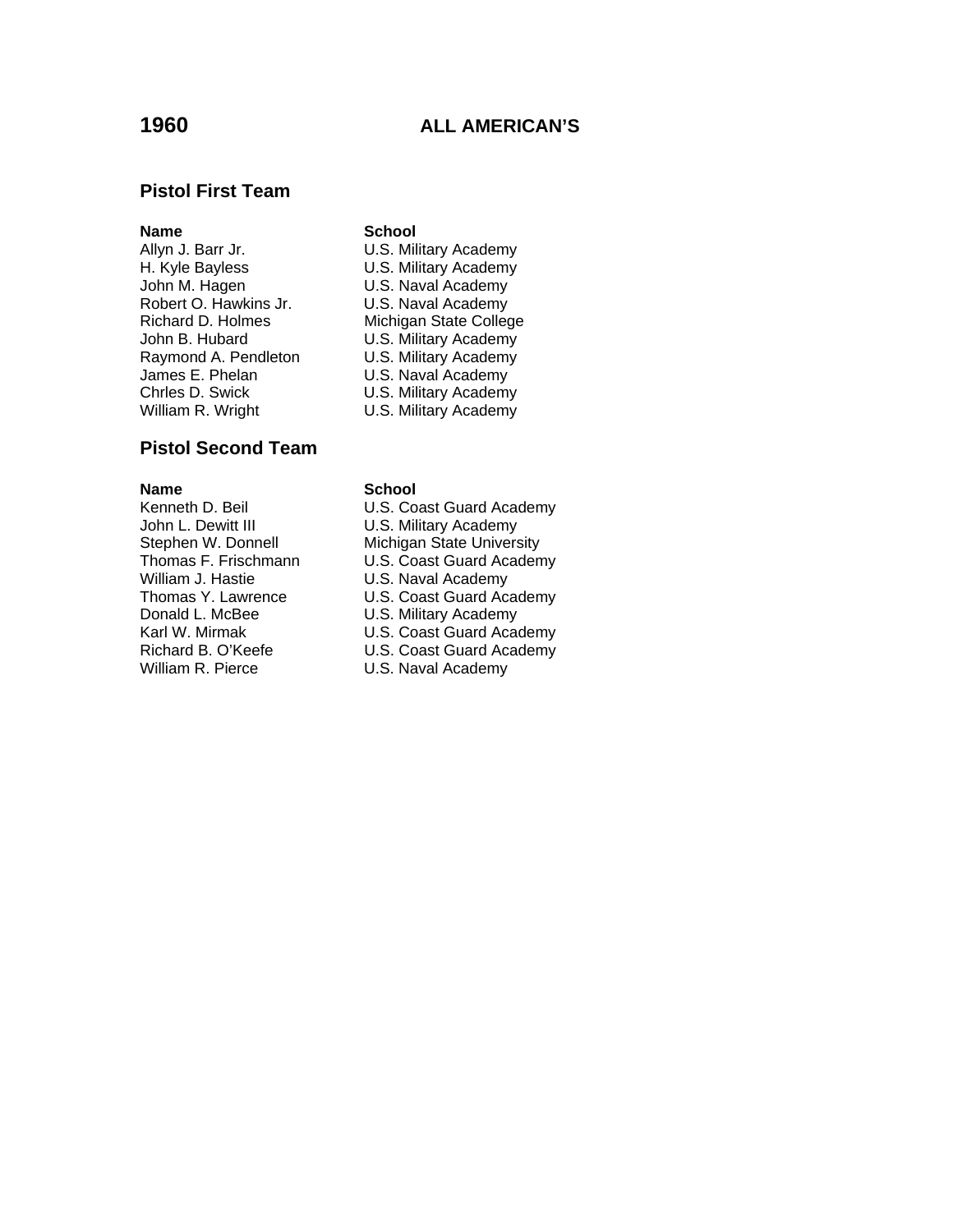# 1960 ALL AMERICAN'S

## Pistol First Team

| Name | School |
|---|---|
| Allyn J. Barr Jr. | U.S. Military Academy |
| H. Kyle Bayless | U.S. Military Academy |
| John M. Hagen | U.S. Naval Academy |
| Robert O. Hawkins Jr. | U.S. Naval Academy |
| Richard D. Holmes | Michigan State College |
| John B. Hubard | U.S. Military Academy |
| Raymond A. Pendleton | U.S. Military Academy |
| James E. Phelan | U.S. Naval Academy |
| Chrles D. Swick | U.S. Military Academy |
| William R. Wright | U.S. Military Academy |

## Pistol Second Team

| Name | School |
|---|---|
| Kenneth D. Beil | U.S. Coast Guard Academy |
| John L. Dewitt III | U.S. Military Academy |
| Stephen W. Donnell | Michigan State University |
| Thomas F. Frischmann | U.S. Coast Guard Academy |
| William J. Hastie | U.S. Naval Academy |
| Thomas Y. Lawrence | U.S. Coast Guard Academy |
| Donald L. McBee | U.S. Military Academy |
| Karl W. Mirmak | U.S. Coast Guard Academy |
| Richard B. O'Keefe | U.S. Coast Guard Academy |
| William R. Pierce | U.S. Naval Academy |